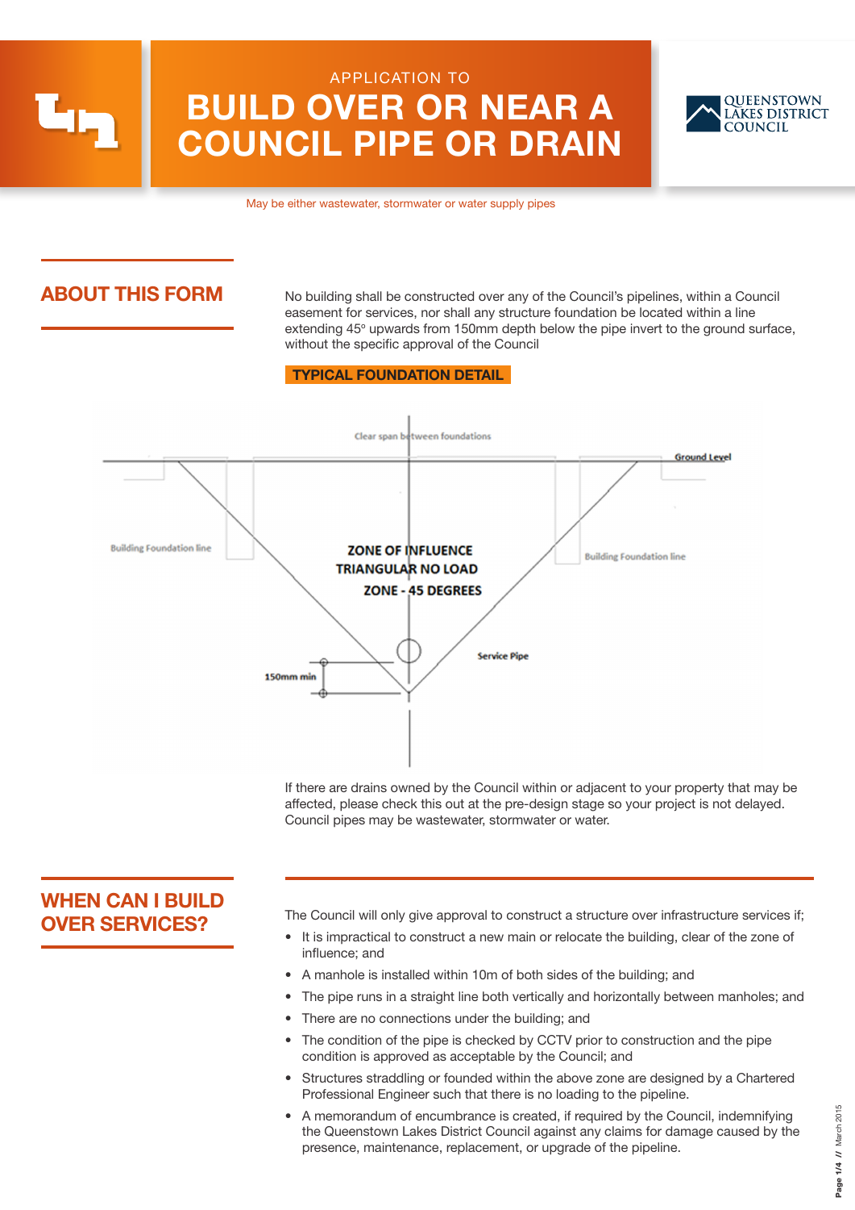APPLICATION TO

# BUILD OVER OR NEAR A COUNCIL PIPE OR DRAIN

QUEENSTOWN LAKES DISTRICT COUNCIL

May be either wastewater, stormwater or water supply pipes

## ABOUT THIS FORM

No building shall be constructed over any of the Council's pipelines, within a Council easement for services, nor shall any structure foundation be located within a line extending 45° upwards from 150mm depth below the pipe invert to the ground surface, without the specific approval of the Council

**TYPICAL FOUNDATION DETAIL**

Clear span between foundations

Ground Level

Building Foundation line

ZONE OF INFLUENCE
TRIANGULAR NO LOAD
ZONE - 45 DEGREES

Building Foundation line

Service Pipe

150mm min

If there are drains owned by the Council within or adjacent to your property that may be affected, please check this out at the pre-design stage so your project is not delayed. Council pipes may be wastewater, stormwater or water.

## WHEN CAN I BUILD OVER SERVICES?

The Council will only give approval to construct a structure over infrastructure services if;

- It is impractical to construct a new main or relocate the building, clear of the zone of influence; and
- A manhole is installed within 10m of both sides of the building; and
- The pipe runs in a straight line both vertically and horizontally between manholes; and
- There are no connections under the building; and
- The condition of the pipe is checked by CCTV prior to construction and the pipe condition is approved as acceptable by the Council; and
- Structures straddling or founded within the above zone are designed by a Chartered Professional Engineer such that there is no loading to the pipeline.
- A memorandum of encumbrance is created, if required by the Council, indemnifying the Queenstown Lakes District Council against any claims for damage caused by the presence, maintenance, replacement, or upgrade of the pipeline.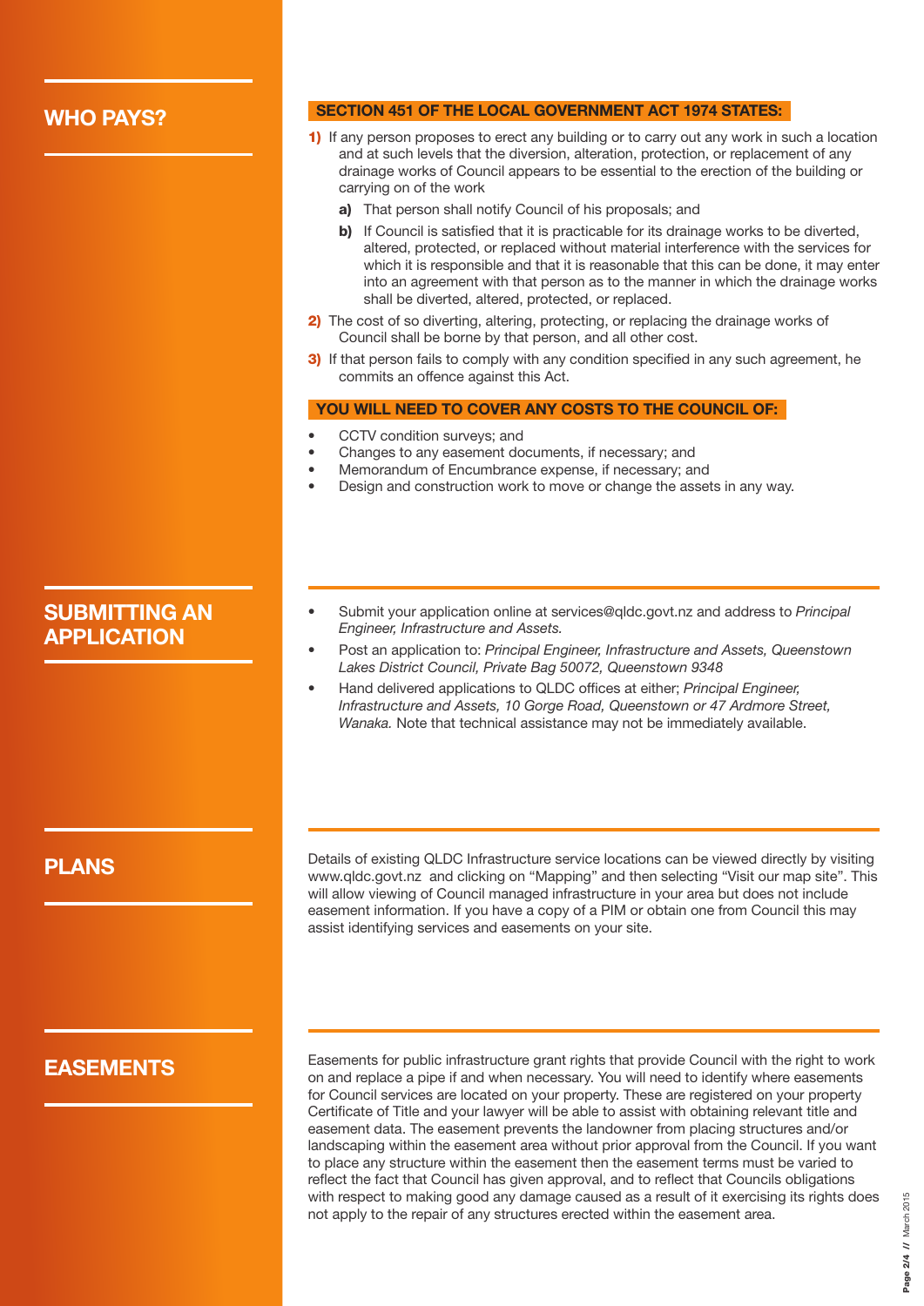## WHO PAYS?

**SECTION 451 OF THE LOCAL GOVERNMENT ACT 1974 STATES:**

**1)** If any person proposes to erect any building or to carry out any work in such a location and at such levels that the diversion, alteration, protection, or replacement of any drainage works of Council appears to be essential to the erection of the building or carrying on of the work

- **a)** That person shall notify Council of his proposals; and
- **b)** If Council is satisfied that it is practicable for its drainage works to be diverted, altered, protected, or replaced without material interference with the services for which it is responsible and that it is reasonable that this can be done, it may enter into an agreement with that person as to the manner in which the drainage works shall be diverted, altered, protected, or replaced.

**2)** The cost of so diverting, altering, protecting, or replacing the drainage works of Council shall be borne by that person, and all other cost.

**3)** If that person fails to comply with any condition specified in any such agreement, he commits an offence against this Act.

**YOU WILL NEED TO COVER ANY COSTS TO THE COUNCIL OF:**

- CCTV condition surveys; and
- Changes to any easement documents, if necessary; and
- Memorandum of Encumbrance expense, if necessary; and
- Design and construction work to move or change the assets in any way.

## SUBMITTING AN APPLICATION

- Submit your application online at services@qldc.govt.nz and address to *Principal Engineer, Infrastructure and Assets.*
- Post an application to: *Principal Engineer, Infrastructure and Assets, Queenstown Lakes District Council, Private Bag 50072, Queenstown 9348*
- Hand delivered applications to QLDC offices at either; *Principal Engineer, Infrastructure and Assets, 10 Gorge Road, Queenstown or 47 Ardmore Street, Wanaka.* Note that technical assistance may not be immediately available.

## PLANS

Details of existing QLDC Infrastructure service locations can be viewed directly by visiting www.qldc.govt.nz and clicking on "Mapping" and then selecting "Visit our map site". This will allow viewing of Council managed infrastructure in your area but does not include easement information. If you have a copy of a PIM or obtain one from Council this may assist identifying services and easements on your site.

## EASEMENTS

Easements for public infrastructure grant rights that provide Council with the right to work on and replace a pipe if and when necessary. You will need to identify where easements for Council services are located on your property. These are registered on your property Certificate of Title and your lawyer will be able to assist with obtaining relevant title and easement data. The easement prevents the landowner from placing structures and/or landscaping within the easement area without prior approval from the Council. If you want to place any structure within the easement then the easement terms must be varied to reflect the fact that Council has given approval, and to reflect that Councils obligations with respect to making good any damage caused as a result of it exercising its rights does not apply to the repair of any structures erected within the easement area.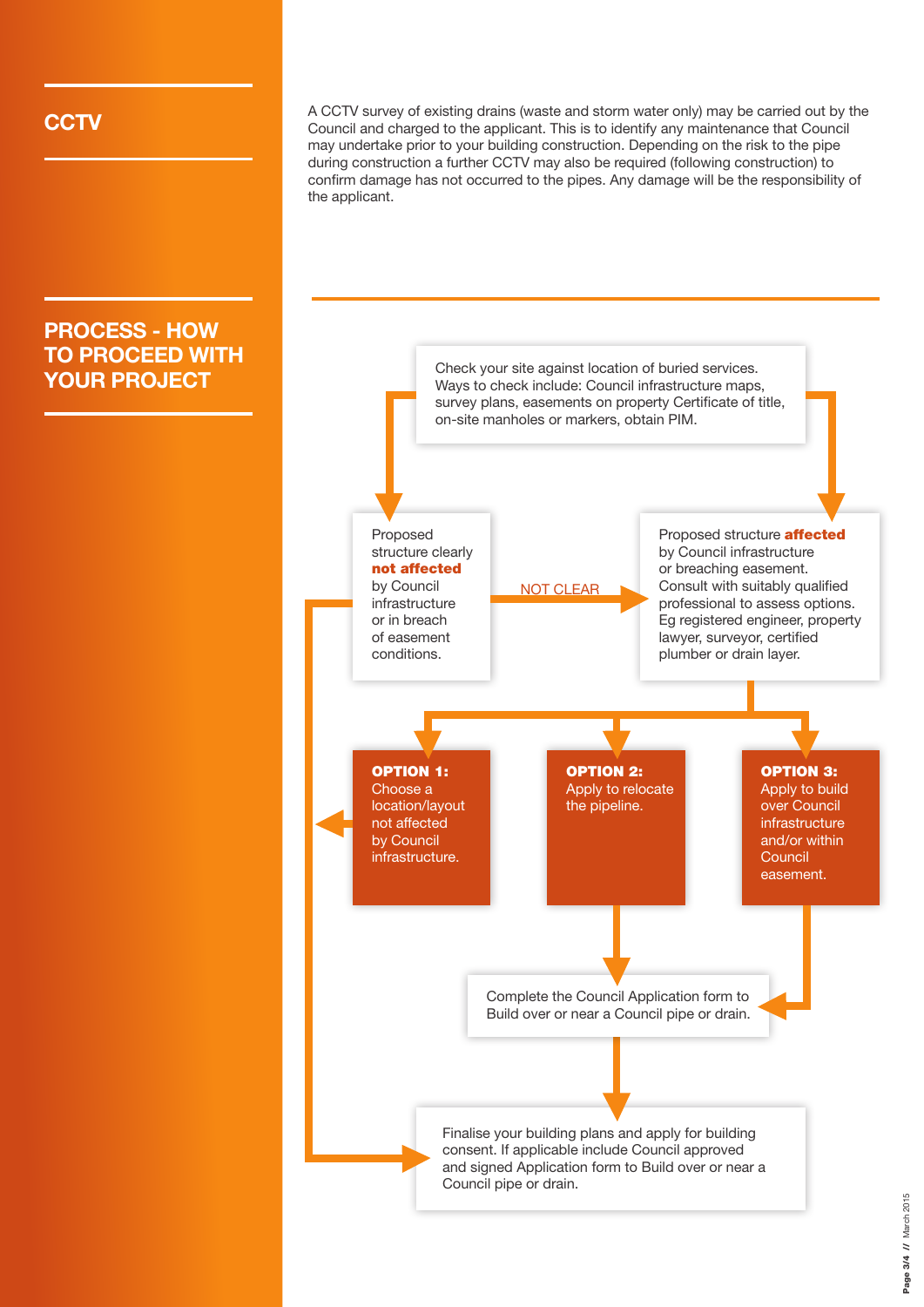## CCTV

A CCTV survey of existing drains (waste and storm water only) may be carried out by the Council and charged to the applicant. This is to identify any maintenance that Council may undertake prior to your building construction. Depending on the risk to the pipe during construction a further CCTV may also be required (following construction) to confirm damage has not occurred to the pipes. Any damage will be the responsibility of the applicant.

## PROCESS - HOW TO PROCEED WITH YOUR PROJECT

Check your site against location of buried services. Ways to check include: Council infrastructure maps, survey plans, easements on property Certificate of title, on-site manholes or markers, obtain PIM.

Proposed structure clearly **not affected** by Council infrastructure or in breach of easement conditions.

NOT CLEAR

Proposed structure **affected** by Council infrastructure or breaching easement. Consult with suitably qualified professional to assess options. Eg registered engineer, property lawyer, surveyor, certified plumber or drain layer.

**OPTION 1:** Choose a location/layout not affected by Council infrastructure.

**OPTION 2:** Apply to relocate the pipeline.

**OPTION 3:** Apply to build over Council infrastructure and/or within Council easement.

Complete the Council Application form to Build over or near a Council pipe or drain.

Finalise your building plans and apply for building consent. If applicable include Council approved and signed Application form to Build over or near a Council pipe or drain.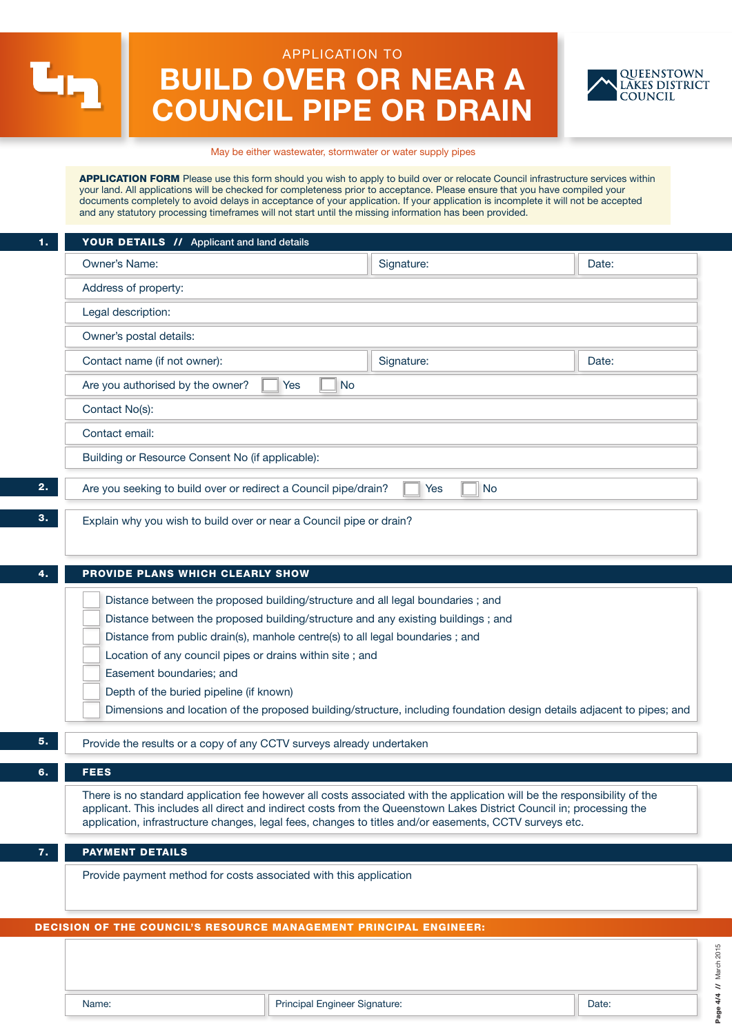APPLICATION TO

# BUILD OVER OR NEAR A COUNCIL PIPE OR DRAIN

QUEENSTOWN LAKES DISTRICT COUNCIL

May be either wastewater, stormwater or water supply pipes

**APPLICATION FORM** Please use this form should you wish to apply to build over or relocate Council infrastructure services within your land. All applications will be checked for completeness prior to acceptance. Please ensure that you have compiled your documents completely to avoid delays in acceptance of your application. If your application is incomplete it will not be accepted and any statutory processing timeframes will not start until the missing information has been provided.

## 1. YOUR DETAILS // Applicant and land details

| | | |
|---|---|---|
| Owner's Name: | Signature: | Date: |
| Address of property: | | |
| Legal description: | | |
| Owner's postal details: | | |
| Contact name (if not owner): | Signature: | Date: |
| Are you authorised by the owner? ☐ Yes ☐ No | | |
| Contact No(s): | | |
| Contact email: | | |
| Building or Resource Consent No (if applicable): | | |

## 2.

Are you seeking to build over or redirect a Council pipe/drain? ☐ Yes ☐ No

## 3.

Explain why you wish to build over or near a Council pipe or drain?

## 4. PROVIDE PLANS WHICH CLEARLY SHOW

- ☐ Distance between the proposed building/structure and all legal boundaries ; and
- ☐ Distance between the proposed building/structure and any existing buildings ; and
- ☐ Distance from public drain(s), manhole centre(s) to all legal boundaries ; and
- ☐ Location of any council pipes or drains within site ; and
- ☐ Easement boundaries; and
- ☐ Depth of the buried pipeline (if known)
- ☐ Dimensions and location of the proposed building/structure, including foundation design details adjacent to pipes; and

## 5.

Provide the results or a copy of any CCTV surveys already undertaken

## 6. FEES

There is no standard application fee however all costs associated with the application will be the responsibility of the applicant. This includes all direct and indirect costs from the Queenstown Lakes District Council in; processing the application, infrastructure changes, legal fees, changes to titles and/or easements, CCTV surveys etc.

## 7. PAYMENT DETAILS

Provide payment method for costs associated with this application

## DECISION OF THE COUNCIL'S RESOURCE MANAGEMENT PRINCIPAL ENGINEER:

| | | |
|---|---|---|
| Name: | Principal Engineer Signature: | Date: |

March 2015